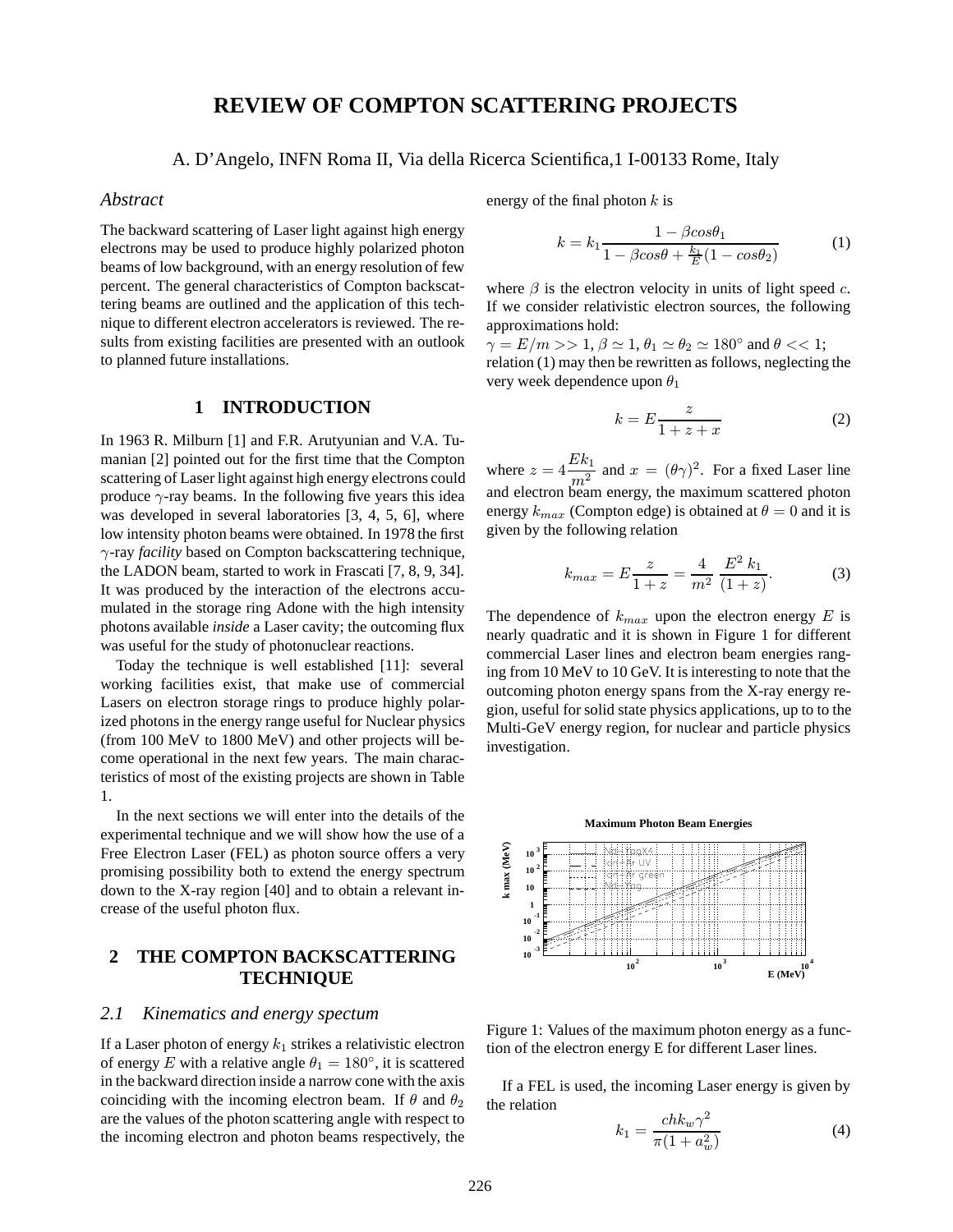# REVIEW OF COMPTON SCATTERING PROJECTS

A. D'Angelo, INFN Roma II, Via della Ricerca Scientifica,1 I-00133 Rome, Italy

## *Abstract*

The backward scattering of Laser light against high energy electrons may be used to produce highly polarized photon beams of low background, with an energy resolution of few percent. The general characteristics of Compton backscattering beams are outlined and the application of this technique to different electron accelerators is reviewed. The results from existing facilities are presented with an outlook to planned future installations.

## 1 INTRODUCTION

In 1963 R. Milburn [1] and F.R. Arutyunian and V.A. Tumanian [2] pointed out for the first time that the Compton scattering of Laser light against high energy electrons could produce $\gamma$-ray beams. In the following five years this idea was developed in several laboratories [3, 4, 5, 6], where low intensity photon beams were obtained. In 1978 the first $\gamma$-ray *facility* based on Compton backscattering technique, the LADON beam, started to work in Frascati [7, 8, 9, 34]. It was produced by the interaction of the electrons accumulated in the storage ring Adone with the high intensity photons available *inside* a Laser cavity; the outcoming flux was useful for the study of photonuclear reactions.

Today the technique is well established [11]: several working facilities exist, that make use of commercial Lasers on electron storage rings to produce highly polarized photons in the energy range useful for Nuclear physics (from 100 MeV to 1800 MeV) and other projects will become operational in the next few years. The main characteristics of most of the existing projects are shown in Table 1.

In the next sections we will enter into the details of the experimental technique and we will show how the use of a Free Electron Laser (FEL) as photon source offers a very promising possibility both to extend the energy spectrum down to the X-ray region [40] and to obtain a relevant increase of the useful photon flux.

## 2 THE COMPTON BACKSCATTERING TECHNIQUE

### *2.1 Kinematics and energy spectum*

If a Laser photon of energy $k_1$ strikes a relativistic electron of energy $E$ with a relative angle $\theta_1 = 180^\circ$, it is scattered in the backward direction inside a narrow cone with the axis coinciding with the incoming electron beam. If $\theta$ and $\theta_2$ are the values of the photon scattering angle with respect to the incoming electron and photon beams respectively, the energy of the final photon $k$ is

$$k = k_1 \frac{1 - \beta cos\theta_1}{1 - \beta cos\theta + \frac{k_1}{E}(1 - cos\theta_2)} \tag{1}$$

where $\beta$ is the electron velocity in units of light speed $c$. If we consider relativistic electron sources, the following approximations hold:

$\gamma = E/m >> 1$, $\beta \simeq 1$, $\theta_1 \simeq \theta_2 \simeq 180^\circ$ and $\theta << 1$;

relation (1) may then be rewritten as follows, neglecting the very week dependence upon $\theta_1$

$$k = E \frac{z}{1 + z + x} \tag{2}$$

where $z = 4\dfrac{Ek_1}{m^2}$ and $x = (\theta\gamma)^2$. For a fixed Laser line and electron beam energy, the maximum scattered photon energy $k_{max}$ (Compton edge) is obtained at $\theta = 0$ and it is given by the following relation

$$k_{max} = E\frac{z}{1+z} = \frac{4}{m^2}\,\frac{E^2\,k_1}{(1+z)}. \tag{3}$$

The dependence of $k_{max}$ upon the electron energy $E$ is nearly quadratic and it is shown in Figure 1 for different commercial Laser lines and electron beam energies ranging from 10 MeV to 10 GeV. It is interesting to note that the outcoming photon energy spans from the X-ray energy region, useful for solid state physics applications, up to to the Multi-GeV energy region, for nuclear and particle physics investigation.

Figure 1: Values of the maximum photon energy as a function of the electron energy E for different Laser lines.

If a FEL is used, the incoming Laser energy is given by the relation

$$k_1 = \frac{chk_w\gamma^2}{\pi(1 + a_w^2)} \tag{4}$$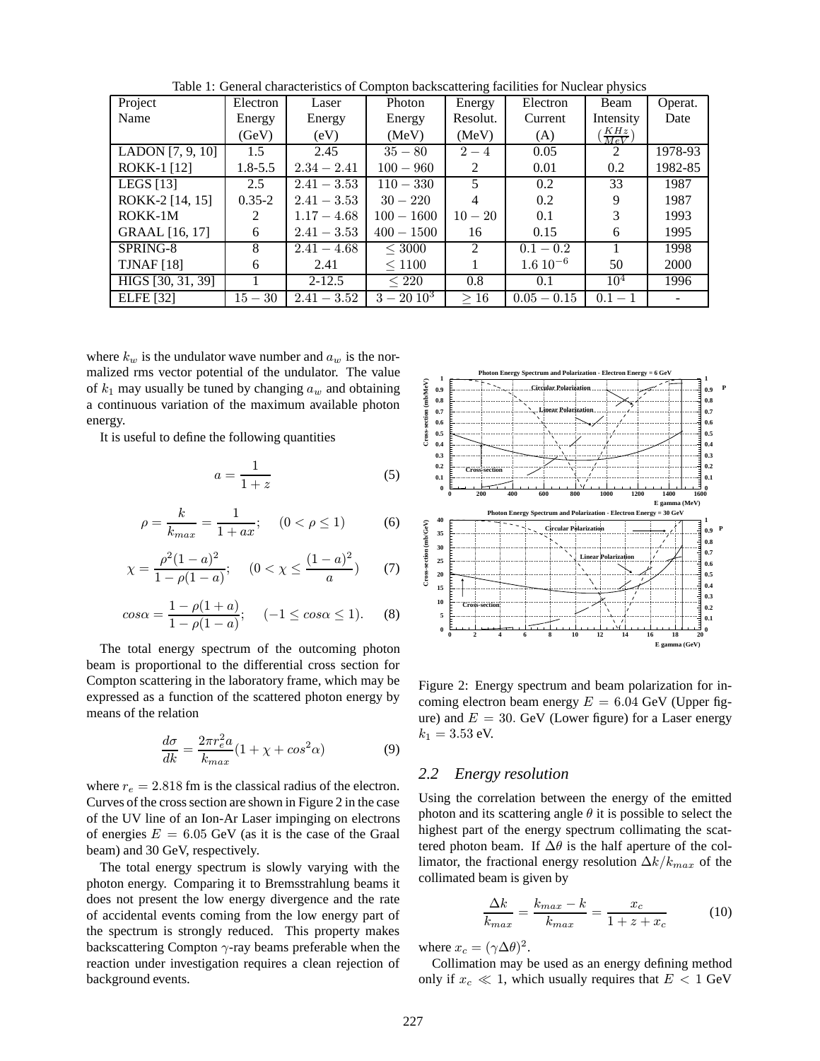Table 1: General characteristics of Compton backscattering facilities for Nuclear physics

| Project Name | Electron Energy (GeV) | Laser Energy (eV) | Photon Energy (MeV) | Energy Resolut. (MeV) | Electron Current (A) | Beam Intensity ($\frac{KHz}{MeV}$) | Operat. Date |
|---|---|---|---|---|---|---|---|
| LADON [7, 9, 10] | 1.5 | 2.45 | $35-80$ | $2-4$ | 0.05 | 2 | 1978-93 |
| ROKK-1 [12] | 1.8-5.5 | $2.34-2.41$ | $100-960$ | 2 | 0.01 | 0.2 | 1982-85 |
| LEGS [13] | 2.5 | $2.41-3.53$ | $110-330$ | 5 | 0.2 | 33 | 1987 |
| ROKK-2 [14, 15] | 0.35-2 | $2.41-3.53$ | $30-220$ | 4 | 0.2 | 9 | 1987 |
| ROKK-1M | 2 | $1.17-4.68$ | $100-1600$ | $10-20$ | 0.1 | 3 | 1993 |
| GRAAL [16, 17] | 6 | $2.41-3.53$ | $400-1500$ | 16 | 0.15 | 6 | 1995 |
| SPRING-8 | 8 | $2.41-4.68$ | $\leq 3000$ | 2 | $0.1-0.2$ | 1 | 1998 |
| TJNAF [18] | 6 | 2.41 | $\leq 1100$ | 1 | $1.6\,10^{-6}$ | 50 | 2000 |
| HIGS [30, 31, 39] | 1 | 2-12.5 | $\leq 220$ | 0.8 | 0.1 | $10^4$ | 1996 |
| ELFE [32] | $15-30$ | $2.41-3.52$ | $3-20\,10^3$ | $\geq 16$ | $0.05-0.15$ | $0.1-1$ | - |

where $k_w$ is the undulator wave number and $a_w$ is the normalized rms vector potential of the undulator. The value of $k_1$ may usually be tuned by changing $a_w$ and obtaining a continuous variation of the maximum available photon energy.

It is useful to define the following quantities

$$a = \frac{1}{1+z} \tag{5}$$

$$\rho = \frac{k}{k_{max}} = \frac{1}{1+ax}; \quad (0 < \rho \leq 1) \tag{6}$$

$$\chi = \frac{\rho^2(1-a)^2}{1-\rho(1-a)}; \quad (0 < \chi \leq \frac{(1-a)^2}{a}) \tag{7}$$

$$cos\alpha = \frac{1-\rho(1+a)}{1-\rho(1-a)}; \quad (-1 \leq cos\alpha \leq 1). \tag{8}$$

The total energy spectrum of the outcoming photon beam is proportional to the differential cross section for Compton scattering in the laboratory frame, which may be expressed as a function of the scattered photon energy by means of the relation

$$\frac{d\sigma}{dk} = \frac{2\pi r_e^2 a}{k_{max}}(1 + \chi + cos^2\alpha) \tag{9}$$

where $r_e = 2.818$ fm is the classical radius of the electron. Curves of the cross section are shown in Figure 2 in the case of the UV line of an Ion-Ar Laser impinging on electrons of energies $E = 6.05$ GeV (as it is the case of the Graal beam) and 30 GeV, respectively.

The total energy spectrum is slowly varying with the photon energy. Comparing it to Bremsstrahlung beams it does not present the low energy divergence and the rate of accidental events coming from the low energy part of the spectrum is strongly reduced. This property makes backscattering Compton $\gamma$-ray beams preferable when the reaction under investigation requires a clean rejection of background events.

Figure 2: Energy spectrum and beam polarization for incoming electron beam energy $E = 6.04$ GeV (Upper figure) and $E = 30.$ GeV (Lower figure) for a Laser energy $k_1 = 3.53$ eV.

## 2.2 Energy resolution

Using the correlation between the energy of the emitted photon and its scattering angle $\theta$ it is possible to select the highest part of the energy spectrum collimating the scattered photon beam. If $\Delta\theta$ is the half aperture of the collimator, the fractional energy resolution $\Delta k/k_{max}$ of the collimated beam is given by

$$\frac{\Delta k}{k_{max}} = \frac{k_{max} - k}{k_{max}} = \frac{x_c}{1 + z + x_c} \tag{10}$$

where $x_c = (\gamma\Delta\theta)^2$.

Collimation may be used as an energy defining method only if $x_c \ll 1$, which usually requires that $E < 1$ GeV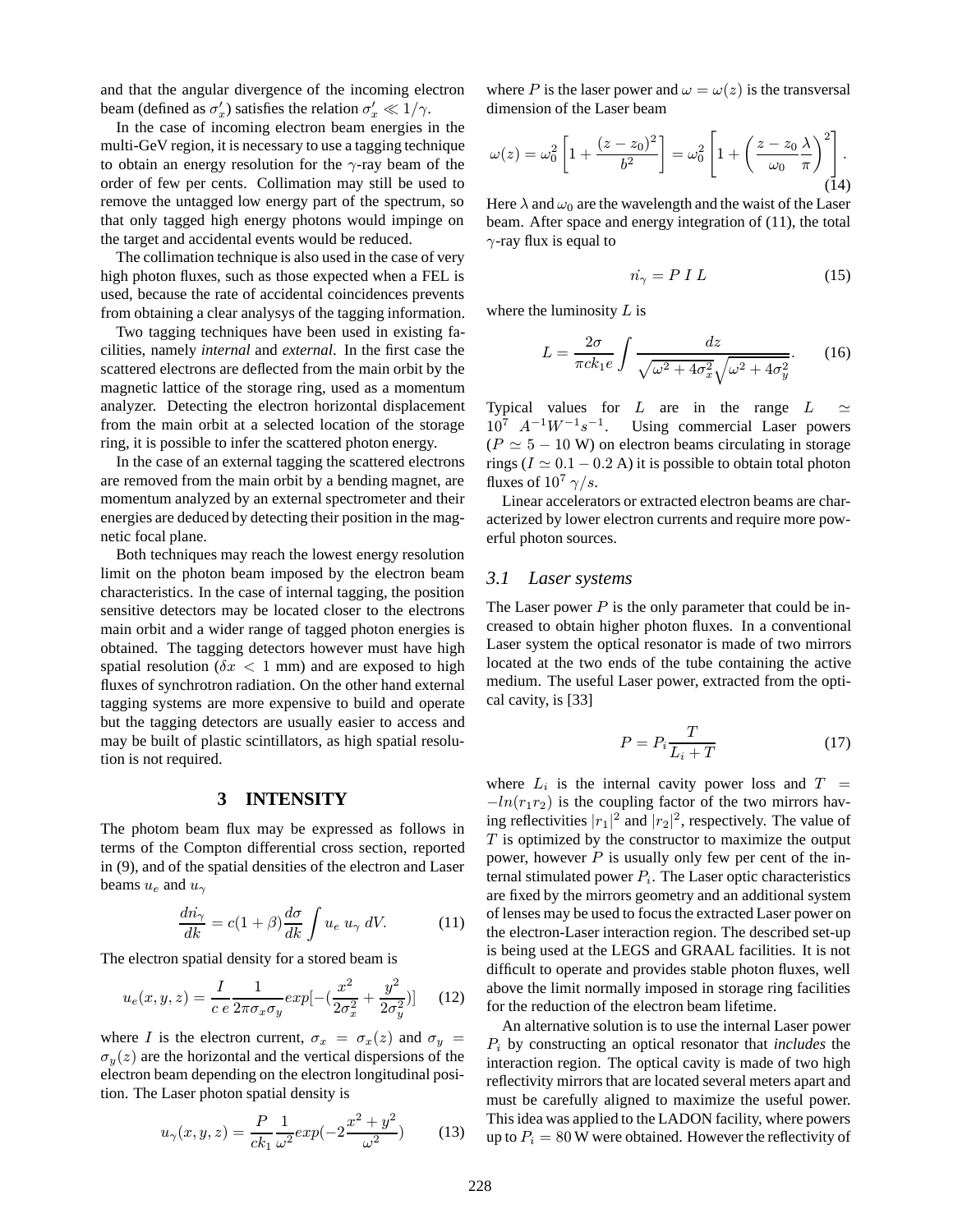and that the angular divergence of the incoming electron beam (defined as $\sigma'_x$) satisfies the relation $\sigma'_x \ll 1/\gamma$.

In the case of incoming electron beam energies in the multi-GeV region, it is necessary to use a tagging technique to obtain an energy resolution for the $\gamma$-ray beam of the order of few per cents. Collimation may still be used to remove the untagged low energy part of the spectrum, so that only tagged high energy photons would impinge on the target and accidental events would be reduced.

The collimation technique is also used in the case of very high photon fluxes, such as those expected when a FEL is used, because the rate of accidental coincidences prevents from obtaining a clear analysys of the tagging information.

Two tagging techniques have been used in existing facilities, namely *internal* and *external*. In the first case the scattered electrons are deflected from the main orbit by the magnetic lattice of the storage ring, used as a momentum analyzer. Detecting the electron horizontal displacement from the main orbit at a selected location of the storage ring, it is possible to infer the scattered photon energy.

In the case of an external tagging the scattered electrons are removed from the main orbit by a bending magnet, are momentum analyzed by an external spectrometer and their energies are deduced by detecting their position in the magnetic focal plane.

Both techniques may reach the lowest energy resolution limit on the photon beam imposed by the electron beam characteristics. In the case of internal tagging, the position sensitive detectors may be located closer to the electrons main orbit and a wider range of tagged photon energies is obtained. The tagging detectors however must have high spatial resolution ($\delta x < 1$ mm) and are exposed to high fluxes of synchrotron radiation. On the other hand external tagging systems are more expensive to build and operate but the tagging detectors are usually easier to access and may be built of plastic scintillators, as high spatial resolution is not required.

## 3 INTENSITY

The photom beam flux may be expressed as follows in terms of the Compton differential cross section, reported in (9), and of the spatial densities of the electron and Laser beams $u_e$ and $u_\gamma$

$$\frac{d\dot{n_\gamma}}{dk} = c(1+\beta)\frac{d\sigma}{dk}\int u_e\, u_\gamma\, dV. \tag{11}$$

The electron spatial density for a stored beam is

$$u_e(x,y,z) = \frac{I}{c\,e}\frac{1}{2\pi\sigma_x\sigma_y}exp[-(\frac{x^2}{2\sigma_x^2}+\frac{y^2}{2\sigma_y^2})] \tag{12}$$

where $I$ is the electron current, $\sigma_x = \sigma_x(z)$ and $\sigma_y = \sigma_y(z)$ are the horizontal and the vertical dispersions of the electron beam depending on the electron longitudinal position. The Laser photon spatial density is

$$u_\gamma(x,y,z) = \frac{P}{ck_1}\frac{1}{\omega^2}exp(-2\frac{x^2+y^2}{\omega^2}) \tag{13}$$

where $P$ is the laser power and $\omega = \omega(z)$ is the transversal dimension of the Laser beam

$$\omega(z) = \omega_0^2\left[1+\frac{(z-z_0)^2}{b^2}\right] = \omega_0^2\left[1+\left(\frac{z-z_0}{\omega_0}\frac{\lambda}{\pi}\right)^2\right]. \tag{14}$$

Here $\lambda$ and $\omega_0$ are the wavelength and the waist of the Laser beam. After space and energy integration of (11), the total $\gamma$-ray flux is equal to

$$\dot{n_\gamma} = P\ I\ L \tag{15}$$

where the luminosity $L$ is

$$L = \frac{2\sigma}{\pi ck_1 e}\int\frac{dz}{\sqrt{\omega^2+4\sigma_x^2}\sqrt{\omega^2+4\sigma_y^2}}. \tag{16}$$

Typical values for $L$ are in the range $L \simeq 10^7\ A^{-1}W^{-1}s^{-1}$. Using commercial Laser powers ($P \simeq 5-10$ W) on electron beams circulating in storage rings ($I \simeq 0.1-0.2$ A) it is possible to obtain total photon fluxes of $10^7\ \gamma/s$.

Linear accelerators or extracted electron beams are characterized by lower electron currents and require more powerful photon sources.

### 3.1 Laser systems

The Laser power $P$ is the only parameter that could be increased to obtain higher photon fluxes. In a conventional Laser system the optical resonator is made of two mirrors located at the two ends of the tube containing the active medium. The useful Laser power, extracted from the optical cavity, is [33]

$$P = P_i\frac{T}{L_i+T} \tag{17}$$

where $L_i$ is the internal cavity power loss and $T = -ln(r_1 r_2)$ is the coupling factor of the two mirrors having reflectivities $|r_1|^2$ and $|r_2|^2$, respectively. The value of $T$ is optimized by the constructor to maximize the output power, however $P$ is usually only few per cent of the internal stimulated power $P_i$. The Laser optic characteristics are fixed by the mirrors geometry and an additional system of lenses may be used to focus the extracted Laser power on the electron-Laser interaction region. The described set-up is being used at the LEGS and GRAAL facilities. It is not difficult to operate and provides stable photon fluxes, well above the limit normally imposed in storage ring facilities for the reduction of the electron beam lifetime.

An alternative solution is to use the internal Laser power $P_i$ by constructing an optical resonator that *includes* the interaction region. The optical cavity is made of two high reflectivity mirrors that are located several meters apart and must be carefully aligned to maximize the useful power. This idea was applied to the LADON facility, where powers up to $P_i = 80$ W were obtained. However the reflectivity of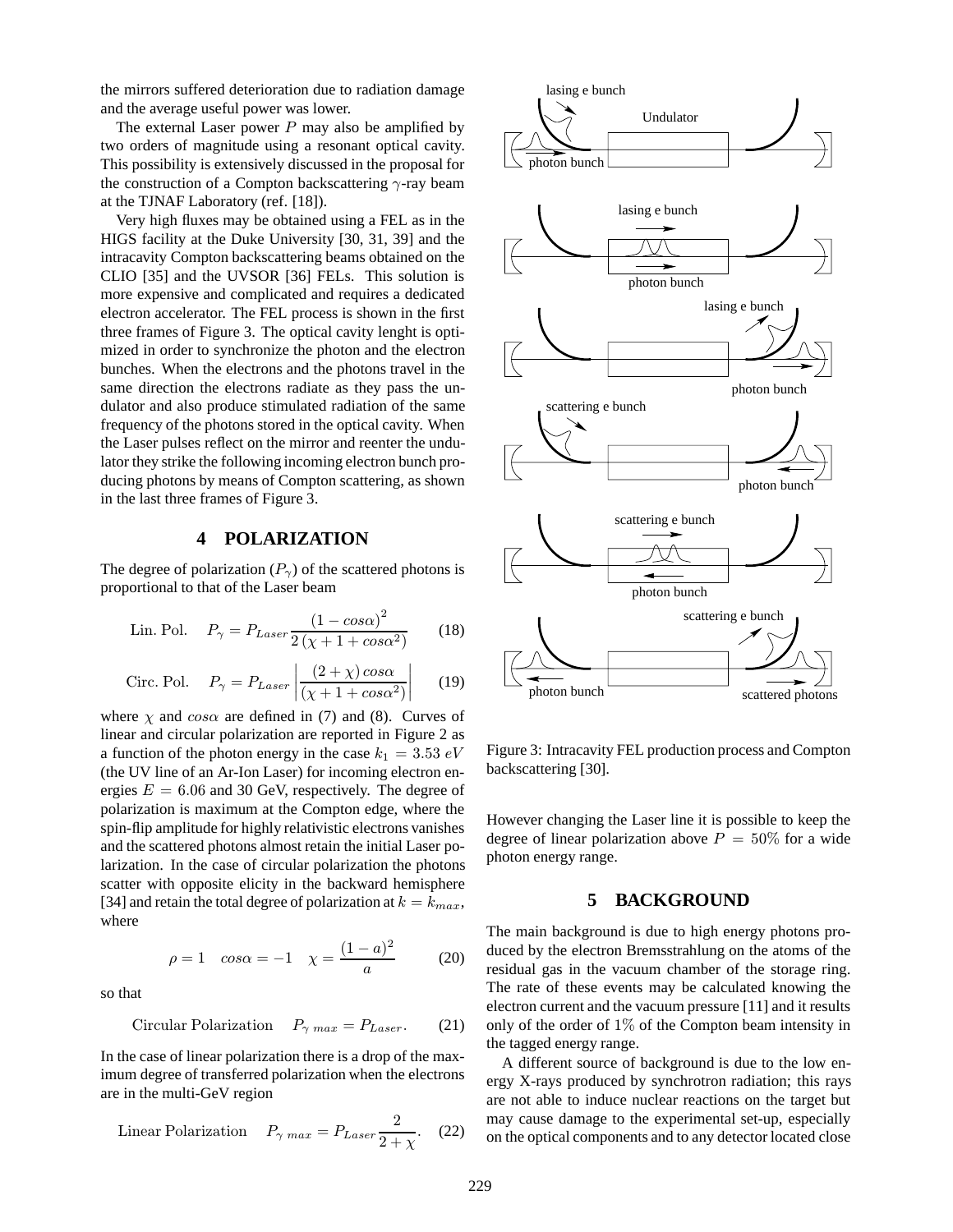the mirrors suffered deterioration due to radiation damage and the average useful power was lower.

The external Laser power $P$ may also be amplified by two orders of magnitude using a resonant optical cavity. This possibility is extensively discussed in the proposal for the construction of a Compton backscattering $\gamma$-ray beam at the TJNAF Laboratory (ref. [18]).

Very high fluxes may be obtained using a FEL as in the HIGS facility at the Duke University [30, 31, 39] and the intracavity Compton backscattering beams obtained on the CLIO [35] and the UVSOR [36] FELs. This solution is more expensive and complicated and requires a dedicated electron accelerator. The FEL process is shown in the first three frames of Figure 3. The optical cavity lenght is optimized in order to synchronize the photon and the electron bunches. When the electrons and the photons travel in the same direction the electrons radiate as they pass the undulator and also produce stimulated radiation of the same frequency of the photons stored in the optical cavity. When the Laser pulses reflect on the mirror and reenter the undulator they strike the following incoming electron bunch producing photons by means of Compton scattering, as shown in the last three frames of Figure 3.

## 4 POLARIZATION

The degree of polarization ($P_\gamma$) of the scattered photons is proportional to that of the Laser beam

$$\text{Lin. Pol.} \quad P_\gamma = P_{Laser} \frac{(1 - cos\alpha)^2}{2\,(\chi + 1 + cos\alpha^2)} \tag{18}$$

$$\text{Circ. Pol.} \quad P_\gamma = P_{Laser} \left| \frac{(2 + \chi)\, cos\alpha}{(\chi + 1 + cos\alpha^2)} \right| \tag{19}$$

where $\chi$ and $cos\alpha$ are defined in (7) and (8). Curves of linear and circular polarization are reported in Figure 2 as a function of the photon energy in the case $k_1 = 3.53\ eV$ (the UV line of an Ar-Ion Laser) for incoming electron energies $E = 6.06$ and 30 GeV, respectively. The degree of polarization is maximum at the Compton edge, where the spin-flip amplitude for highly relativistic electrons vanishes and the scattered photons almost retain the initial Laser polarization. In the case of circular polarization the photons scatter with opposite elicity in the backward hemisphere [34] and retain the total degree of polarization at $k = k_{max}$, where

$$\rho = 1 \quad cos\alpha = -1 \quad \chi = \frac{(1-a)^2}{a} \tag{20}$$

so that

$$\text{Circular Polarization} \quad P_{\gamma\ max} = P_{Laser}. \tag{21}$$

In the case of linear polarization there is a drop of the maximum degree of transferred polarization when the electrons are in the multi-GeV region

$$\text{Linear Polarization} \quad P_{\gamma\ max} = P_{Laser} \frac{2}{2 + \chi}. \tag{22}$$

Figure 3: Intracavity FEL production process and Compton backscattering [30].

However changing the Laser line it is possible to keep the degree of linear polarization above $P = 50\%$ for a wide photon energy range.

## 5 BACKGROUND

The main background is due to high energy photons produced by the electron Bremsstrahlung on the atoms of the residual gas in the vacuum chamber of the storage ring. The rate of these events may be calculated knowing the electron current and the vacuum pressure [11] and it results only of the order of $1\%$ of the Compton beam intensity in the tagged energy range.

A different source of background is due to the low energy X-rays produced by synchrotron radiation; this rays are not able to induce nuclear reactions on the target but may cause damage to the experimental set-up, especially on the optical components and to any detector located close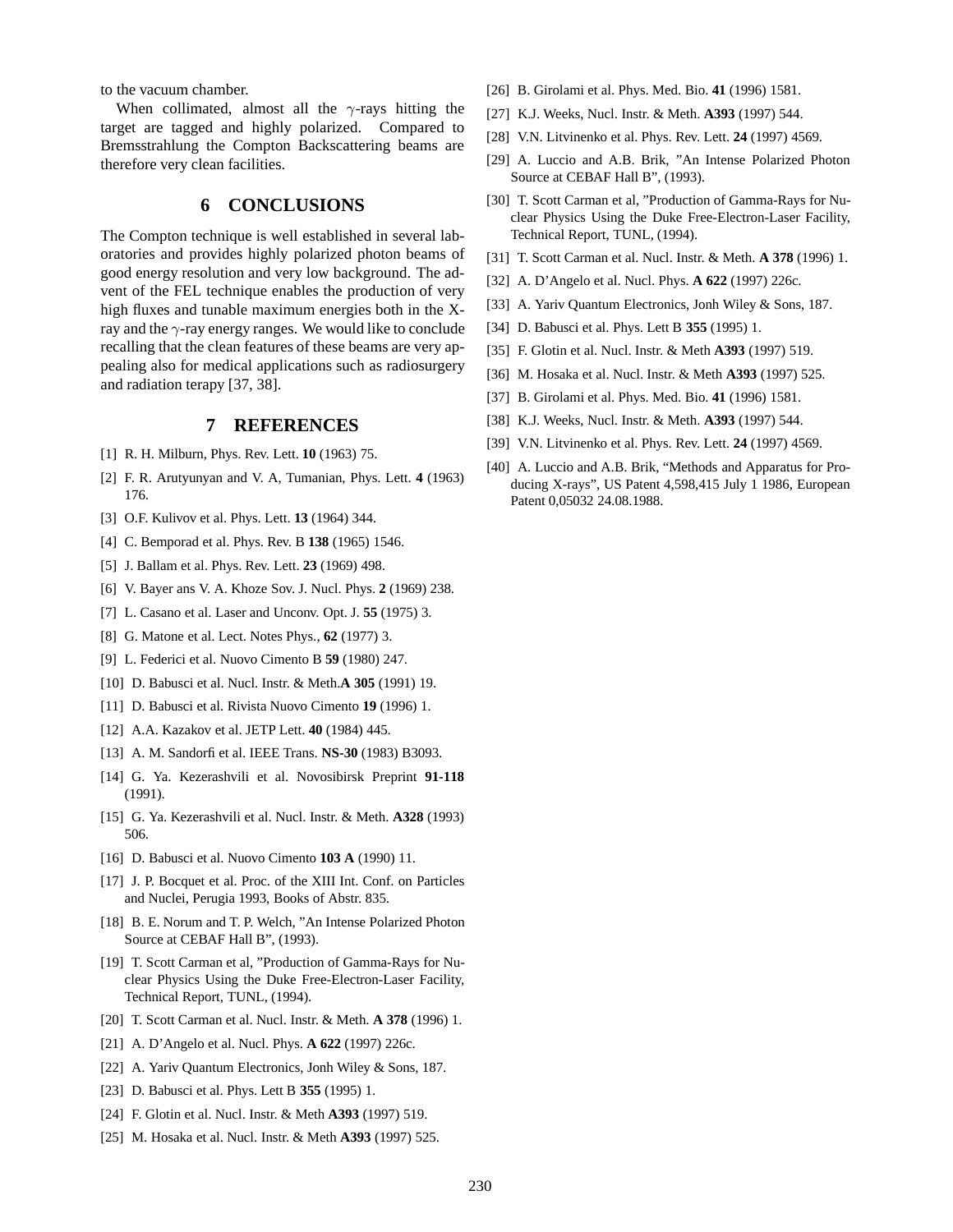to the vacuum chamber.

When collimated, almost all the $\gamma$-rays hitting the target are tagged and highly polarized. Compared to Bremsstrahlung the Compton Backscattering beams are therefore very clean facilities.

## 6 CONCLUSIONS

The Compton technique is well established in several laboratories and provides highly polarized photon beams of good energy resolution and very low background. The advent of the FEL technique enables the production of very high fluxes and tunable maximum energies both in the X-ray and the $\gamma$-ray energy ranges. We would like to conclude recalling that the clean features of these beams are very appealing also for medical applications such as radiosurgery and radiation terapy [37, 38].

## 7 REFERENCES

[1] R. H. Milburn, Phys. Rev. Lett. **10** (1963) 75.

[2] F. R. Arutyunyan and V. A, Tumanian, Phys. Lett. **4** (1963) 176.

[3] O.F. Kulivov et al. Phys. Lett. **13** (1964) 344.

[4] C. Bemporad et al. Phys. Rev. B **138** (1965) 1546.

[5] J. Ballam et al. Phys. Rev. Lett. **23** (1969) 498.

[6] V. Bayer ans V. A. Khoze Sov. J. Nucl. Phys. **2** (1969) 238.

[7] L. Casano et al. Laser and Unconv. Opt. J. **55** (1975) 3.

[8] G. Matone et al. Lect. Notes Phys., **62** (1977) 3.

[9] L. Federici et al. Nuovo Cimento B **59** (1980) 247.

[10] D. Babusci et al. Nucl. Instr. & Meth.**A 305** (1991) 19.

[11] D. Babusci et al. Rivista Nuovo Cimento **19** (1996) 1.

[12] A.A. Kazakov et al. JETP Lett. **40** (1984) 445.

[13] A. M. Sandorfi et al. IEEE Trans. **NS-30** (1983) B3093.

[14] G. Ya. Kezerashvili et al. Novosibirsk Preprint **91-118** (1991).

[15] G. Ya. Kezerashvili et al. Nucl. Instr. & Meth. **A328** (1993) 506.

[16] D. Babusci et al. Nuovo Cimento **103 A** (1990) 11.

[17] J. P. Bocquet et al. Proc. of the XIII Int. Conf. on Particles and Nuclei, Perugia 1993, Books of Abstr. 835.

[18] B. E. Norum and T. P. Welch, "An Intense Polarized Photon Source at CEBAF Hall B", (1993).

[19] T. Scott Carman et al, "Production of Gamma-Rays for Nuclear Physics Using the Duke Free-Electron-Laser Facility, Technical Report, TUNL, (1994).

[20] T. Scott Carman et al. Nucl. Instr. & Meth. **A 378** (1996) 1.

[21] A. D'Angelo et al. Nucl. Phys. **A 622** (1997) 226c.

[22] A. Yariv Quantum Electronics, Jonh Wiley & Sons, 187.

[23] D. Babusci et al. Phys. Lett B **355** (1995) 1.

[24] F. Glotin et al. Nucl. Instr. & Meth **A393** (1997) 519.

[25] M. Hosaka et al. Nucl. Instr. & Meth **A393** (1997) 525.

[26] B. Girolami et al. Phys. Med. Bio. **41** (1996) 1581.

[27] K.J. Weeks, Nucl. Instr. & Meth. **A393** (1997) 544.

[28] V.N. Litvinenko et al. Phys. Rev. Lett. **24** (1997) 4569.

[29] A. Luccio and A.B. Brik, "An Intense Polarized Photon Source at CEBAF Hall B", (1993).

[30] T. Scott Carman et al, "Production of Gamma-Rays for Nuclear Physics Using the Duke Free-Electron-Laser Facility, Technical Report, TUNL, (1994).

[31] T. Scott Carman et al. Nucl. Instr. & Meth. **A 378** (1996) 1.

[32] A. D'Angelo et al. Nucl. Phys. **A 622** (1997) 226c.

[33] A. Yariv Quantum Electronics, Jonh Wiley & Sons, 187.

[34] D. Babusci et al. Phys. Lett B **355** (1995) 1.

[35] F. Glotin et al. Nucl. Instr. & Meth **A393** (1997) 519.

[36] M. Hosaka et al. Nucl. Instr. & Meth **A393** (1997) 525.

[37] B. Girolami et al. Phys. Med. Bio. **41** (1996) 1581.

[38] K.J. Weeks, Nucl. Instr. & Meth. **A393** (1997) 544.

[39] V.N. Litvinenko et al. Phys. Rev. Lett. **24** (1997) 4569.

[40] A. Luccio and A.B. Brik, "Methods and Apparatus for Producing X-rays", US Patent 4,598,415 July 1 1986, European Patent 0,05032 24.08.1988.